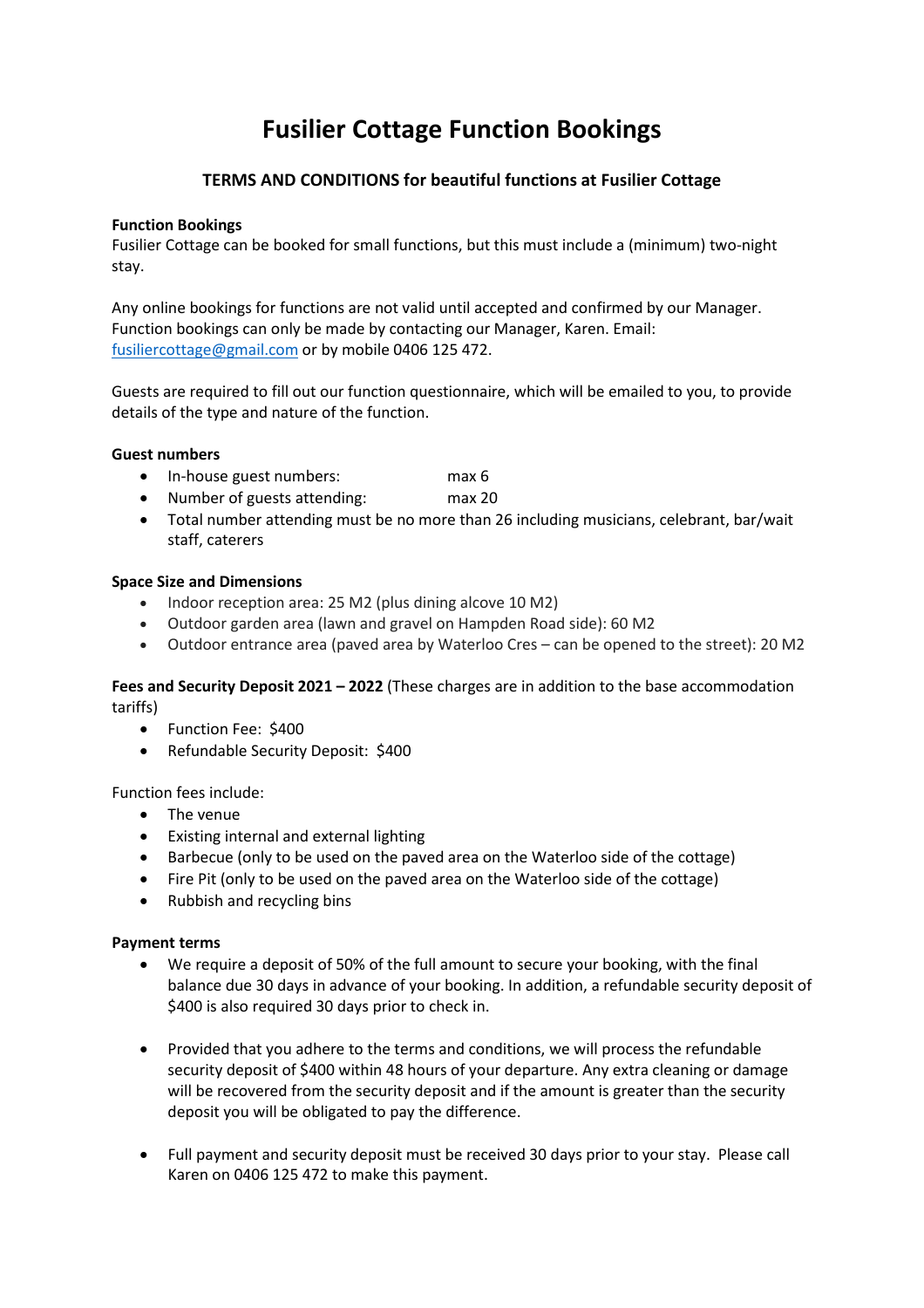# Fusilier Cottage Function Bookings

## TERMS AND CONDITIONS for beautiful functions at Fusilier Cottage

**Function Bookings**
Fusilier Cottage can be booked for small functions, but this must include a (minimum) two-night stay.

Any online bookings for functions are not valid until accepted and confirmed by our Manager. Function bookings can only be made by contacting our Manager, Karen. Email: fusiliercottage@gmail.com or by mobile 0406 125 472.

Guests are required to fill out our function questionnaire, which will be emailed to you, to provide details of the type and nature of the function.

**Guest numbers**

- In-house guest numbers: max 6
- Number of guests attending: max 20
- Total number attending must be no more than 26 including musicians, celebrant, bar/wait staff, caterers

**Space Size and Dimensions**

- Indoor reception area: 25 M2 (plus dining alcove 10 M2)
- Outdoor garden area (lawn and gravel on Hampden Road side): 60 M2
- Outdoor entrance area (paved area by Waterloo Cres – can be opened to the street): 20 M2

**Fees and Security Deposit 2021 – 2022** (These charges are in addition to the base accommodation tariffs)

- Function Fee: $400
- Refundable Security Deposit: $400

Function fees include:

- The venue
- Existing internal and external lighting
- Barbecue (only to be used on the paved area on the Waterloo side of the cottage)
- Fire Pit (only to be used on the paved area on the Waterloo side of the cottage)
- Rubbish and recycling bins

**Payment terms**

- We require a deposit of 50% of the full amount to secure your booking, with the final balance due 30 days in advance of your booking. In addition, a refundable security deposit of $400 is also required 30 days prior to check in.

- Provided that you adhere to the terms and conditions, we will process the refundable security deposit of $400 within 48 hours of your departure. Any extra cleaning or damage will be recovered from the security deposit and if the amount is greater than the security deposit you will be obligated to pay the difference.

- Full payment and security deposit must be received 30 days prior to your stay. Please call Karen on 0406 125 472 to make this payment.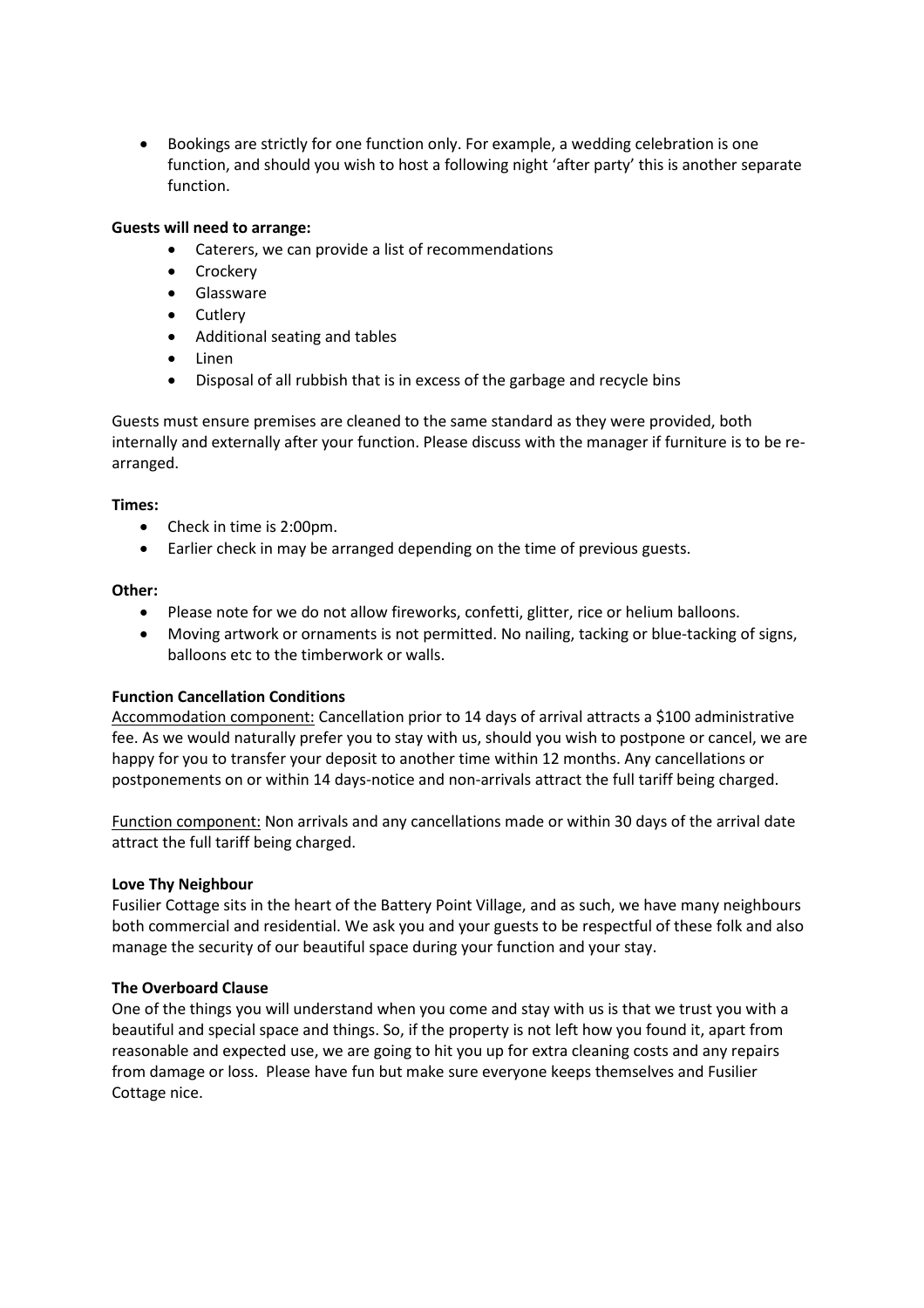- Bookings are strictly for one function only. For example, a wedding celebration is one function, and should you wish to host a following night 'after party' this is another separate function.

**Guests will need to arrange:**

- Caterers, we can provide a list of recommendations
- Crockery
- Glassware
- Cutlery
- Additional seating and tables
- Linen
- Disposal of all rubbish that is in excess of the garbage and recycle bins

Guests must ensure premises are cleaned to the same standard as they were provided, both internally and externally after your function. Please discuss with the manager if furniture is to be re-arranged.

**Times:**

- Check in time is 2:00pm.
- Earlier check in may be arranged depending on the time of previous guests.

**Other:**

- Please note for we do not allow fireworks, confetti, glitter, rice or helium balloons.
- Moving artwork or ornaments is not permitted. No nailing, tacking or blue-tacking of signs, balloons etc to the timberwork or walls.

**Function Cancellation Conditions**

Accommodation component: Cancellation prior to 14 days of arrival attracts a $100 administrative fee. As we would naturally prefer you to stay with us, should you wish to postpone or cancel, we are happy for you to transfer your deposit to another time within 12 months. Any cancellations or postponements on or within 14 days-notice and non-arrivals attract the full tariff being charged.

Function component: Non arrivals and any cancellations made or within 30 days of the arrival date attract the full tariff being charged.

**Love Thy Neighbour**

Fusilier Cottage sits in the heart of the Battery Point Village, and as such, we have many neighbours both commercial and residential. We ask you and your guests to be respectful of these folk and also manage the security of our beautiful space during your function and your stay.

**The Overboard Clause**

One of the things you will understand when you come and stay with us is that we trust you with a beautiful and special space and things. So, if the property is not left how you found it, apart from reasonable and expected use, we are going to hit you up for extra cleaning costs and any repairs from damage or loss. Please have fun but make sure everyone keeps themselves and Fusilier Cottage nice.